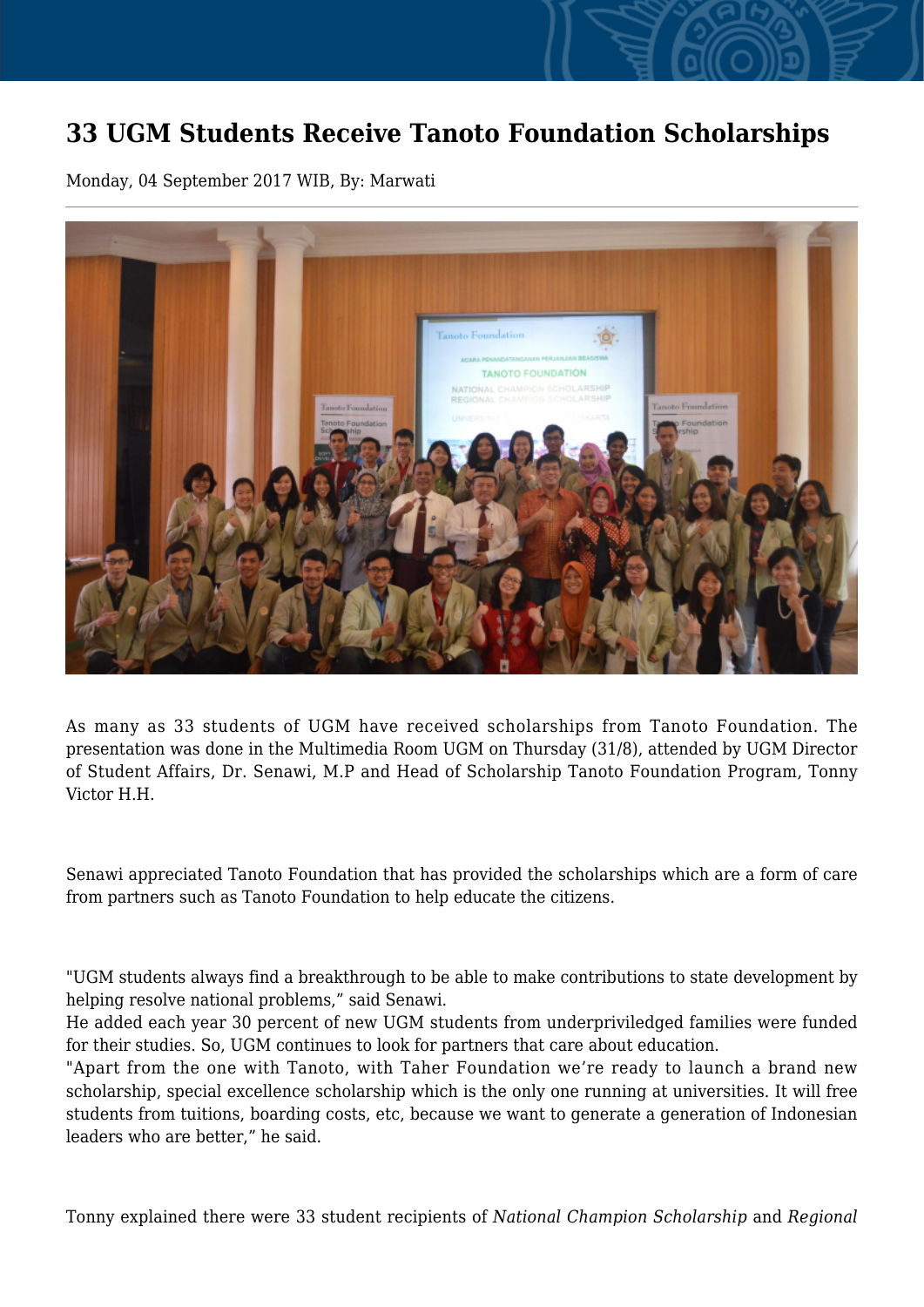# 33 UGM Students Receive Tanoto Foundation Scholarships

Monday, 04 September 2017 WIB, By: Marwati

As many as 33 students of UGM have received scholarships from Tanoto Foundation. The presentation was done in the Multimedia Room UGM on Thursday (31/8), attended by UGM Director of Student Affairs, Dr. Senawi, M.P and Head of Scholarship Tanoto Foundation Program, Tonny Victor H.H.

Senawi appreciated Tanoto Foundation that has provided the scholarships which are a form of care from partners such as Tanoto Foundation to help educate the citizens.

"UGM students always find a breakthrough to be able to make contributions to state development by helping resolve national problems," said Senawi.

He added each year 30 percent of new UGM students from underpriviledged families were funded for their studies. So, UGM continues to look for partners that care about education.

"Apart from the one with Tanoto, with Taher Foundation we're ready to launch a brand new scholarship, special excellence scholarship which is the only one running at universities. It will free students from tuitions, boarding costs, etc, because we want to generate a generation of Indonesian leaders who are better," he said.

Tonny explained there were 33 student recipients of *National Champion Scholarship* and *Regional*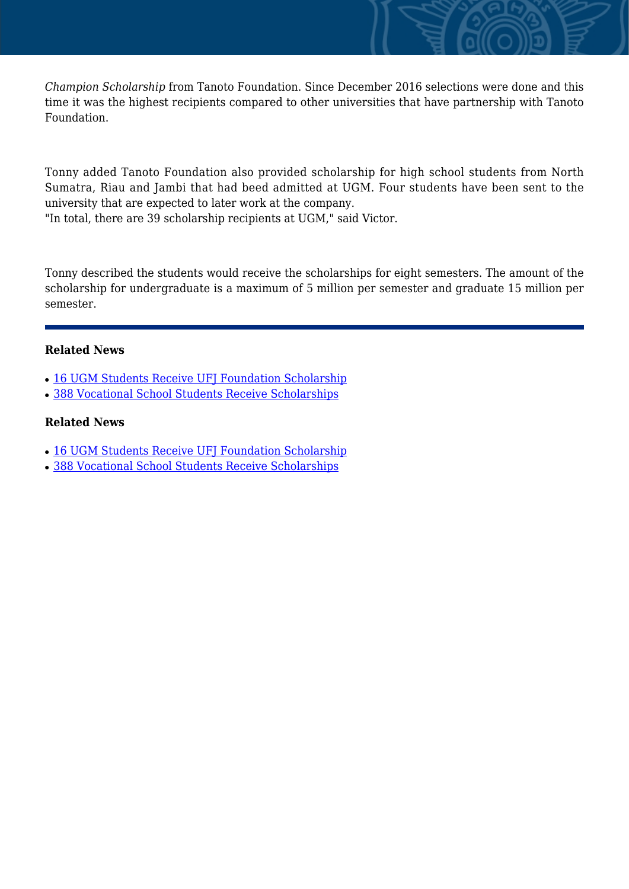*Champion Scholarship* from Tanoto Foundation. Since December 2016 selections were done and this time it was the highest recipients compared to other universities that have partnership with Tanoto Foundation.

Tonny added Tanoto Foundation also provided scholarship for high school students from North Sumatra, Riau and Jambi that had beed admitted at UGM. Four students have been sent to the university that are expected to later work at the company.
"In total, there are 39 scholarship recipients at UGM," said Victor.

Tonny described the students would receive the scholarships for eight semesters. The amount of the scholarship for undergraduate is a maximum of 5 million per semester and graduate 15 million per semester.

---

**Related News**

- 16 UGM Students Receive UFJ Foundation Scholarship
- 388 Vocational School Students Receive Scholarships

**Related News**

- 16 UGM Students Receive UFJ Foundation Scholarship
- 388 Vocational School Students Receive Scholarships